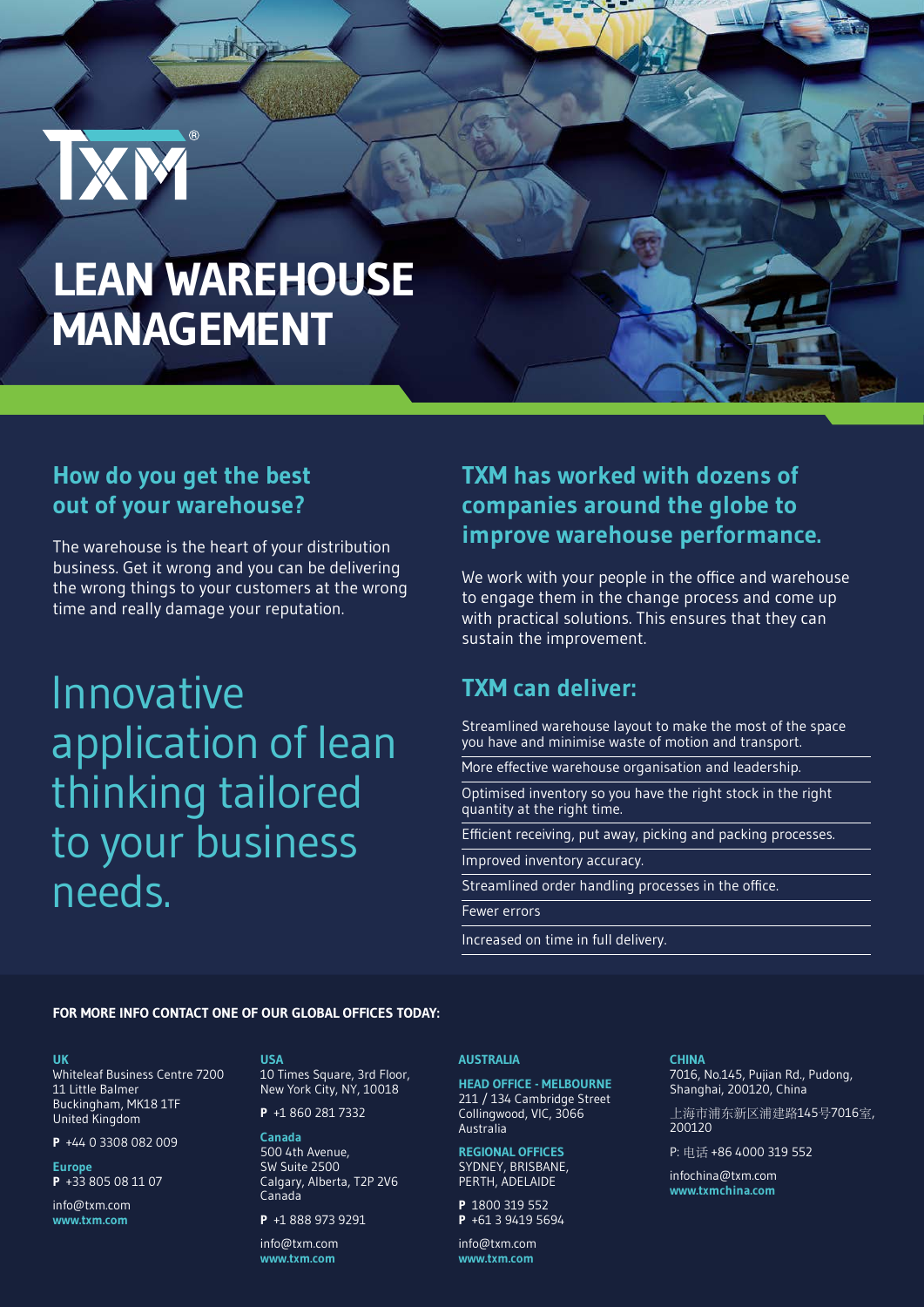TXM®

# LEAN WAREHOUSE MANAGEMENT

## How do you get the best out of your warehouse?

The warehouse is the heart of your distribution business. Get it wrong and you can be delivering the wrong things to your customers at the wrong time and really damage your reputation.

Innovative application of lean thinking tailored to your business needs.

## TXM has worked with dozens of companies around the globe to improve warehouse performance.

We work with your people in the office and warehouse to engage them in the change process and come up with practical solutions. This ensures that they can sustain the improvement.

## TXM can deliver:

- Streamlined warehouse layout to make the most of the space you have and minimise waste of motion and transport.
- More effective warehouse organisation and leadership.
- Optimised inventory so you have the right stock in the right quantity at the right time.
- Efficient receiving, put away, picking and packing processes.
- Improved inventory accuracy.
- Streamlined order handling processes in the office.
- Fewer errors
- Increased on time in full delivery.

**FOR MORE INFO CONTACT ONE OF OUR GLOBAL OFFICES TODAY:**

**UK**
Whiteleaf Business Centre 7200
11 Little Balmer
Buckingham, MK18 1TF
United Kingdom

**P** +44 0 3308 082 009

**Europe**
**P** +33 805 08 11 07

info@txm.com
**www.txm.com**

**USA**
10 Times Square, 3rd Floor,
New York City, NY, 10018

**P** +1 860 281 7332

**Canada**
500 4th Avenue,
SW Suite 2500
Calgary, Alberta, T2P 2V6
Canada

**P** +1 888 973 9291

info@txm.com
**www.txm.com**

**AUSTRALIA**

**HEAD OFFICE - MELBOURNE**
211 / 134 Cambridge Street
Collingwood, VIC, 3066
Australia

**REGIONAL OFFICES**
SYDNEY, BRISBANE,
PERTH, ADELAIDE

**P** 1800 319 552
**P** +61 3 9419 5694

info@txm.com
**www.txm.com**

**CHINA**
7016, No.145, Pujian Rd., Pudong,
Shanghai, 200120, China

上海市浦东新区浦建路145号7016室,
200120

P: 电话 +86 4000 319 552

infochina@txm.com
**www.txmchina.com**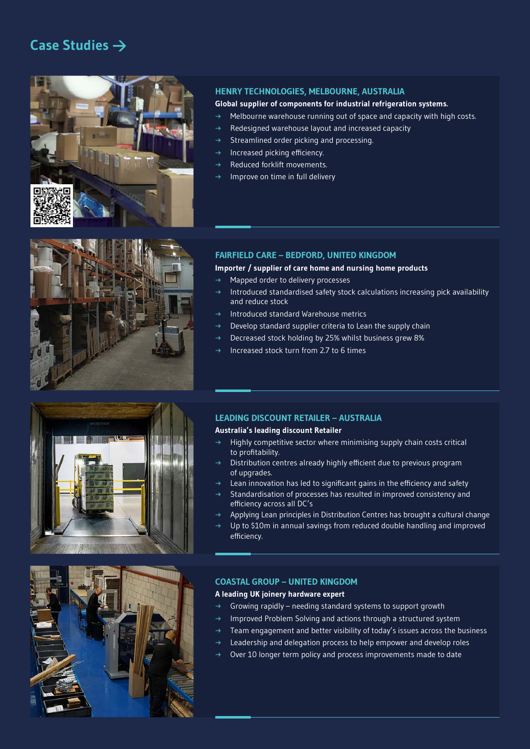# Case Studies →

### HENRY TECHNOLOGIES, MELBOURNE, AUSTRALIA

**Global supplier of components for industrial refrigeration systems.**

- Melbourne warehouse running out of space and capacity with high costs.
- Redesigned warehouse layout and increased capacity
- Streamlined order picking and processing.
- Increased picking efficiency.
- Reduced forklift movements.
- Improve on time in full delivery

### FAIRFIELD CARE – BEDFORD, UNITED KINGDOM

**Importer / supplier of care home and nursing home products**

- Mapped order to delivery processes
- Introduced standardised safety stock calculations increasing pick availability and reduce stock
- Introduced standard Warehouse metrics
- Develop standard supplier criteria to Lean the supply chain
- Decreased stock holding by 25% whilst business grew 8%
- Increased stock turn from 2.7 to 6 times

### LEADING DISCOUNT RETAILER – AUSTRALIA

**Australia's leading discount Retailer**

- Highly competitive sector where minimising supply chain costs critical to profitability.
- Distribution centres already highly efficient due to previous program of upgrades.
- Lean innovation has led to significant gains in the efficiency and safety
- Standardisation of processes has resulted in improved consistency and efficiency across all DC's
- Applying Lean principles in Distribution Centres has brought a cultural change
- Up to $10m in annual savings from reduced double handling and improved efficiency.

### COASTAL GROUP – UNITED KINGDOM

**A leading UK joinery hardware expert**

- Growing rapidly – needing standard systems to support growth
- Improved Problem Solving and actions through a structured system
- Team engagement and better visibility of today's issues across the business
- Leadership and delegation process to help empower and develop roles
- Over 10 longer term policy and process improvements made to date